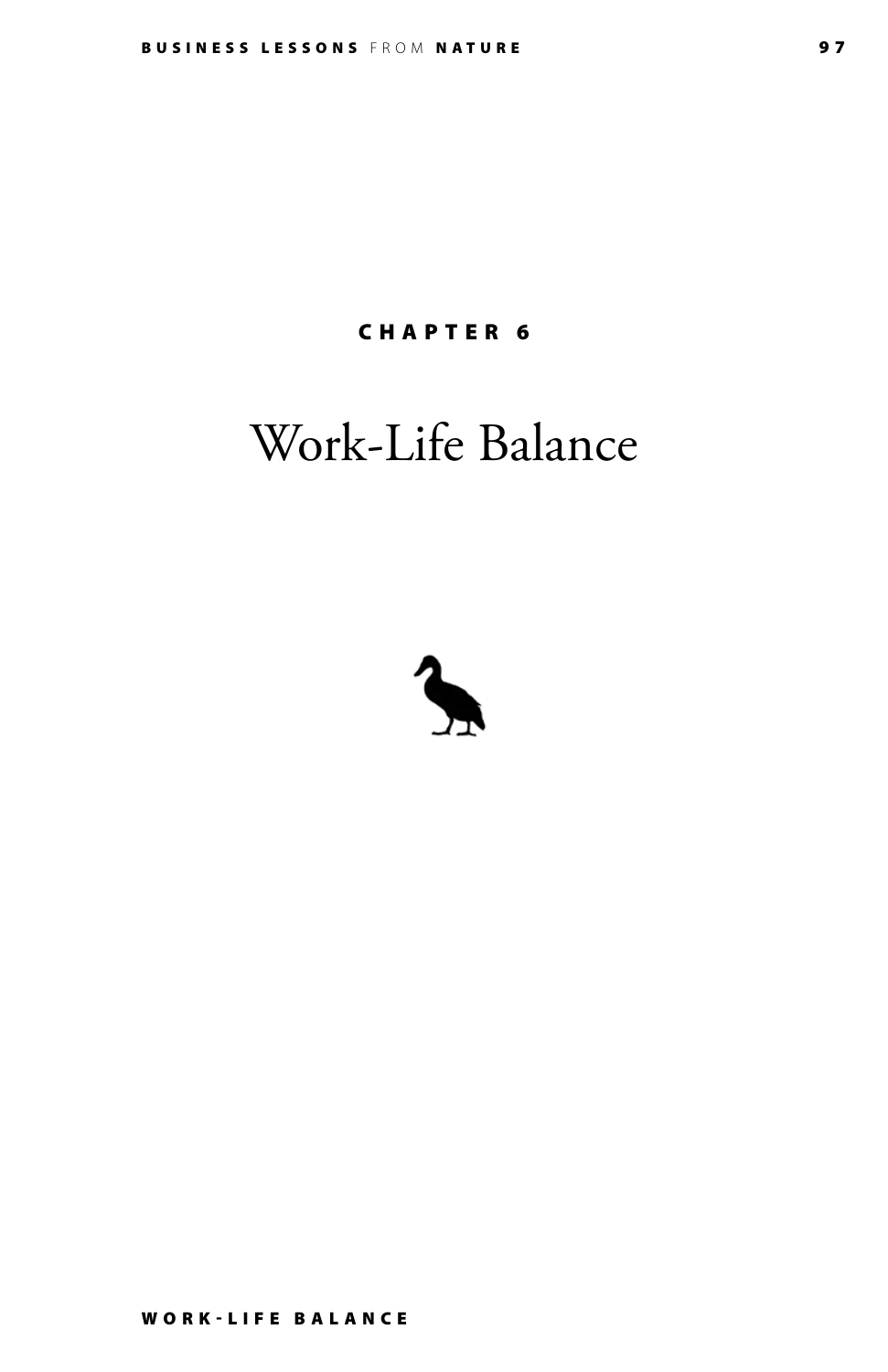CHAPTER 6

# Work-Life Balance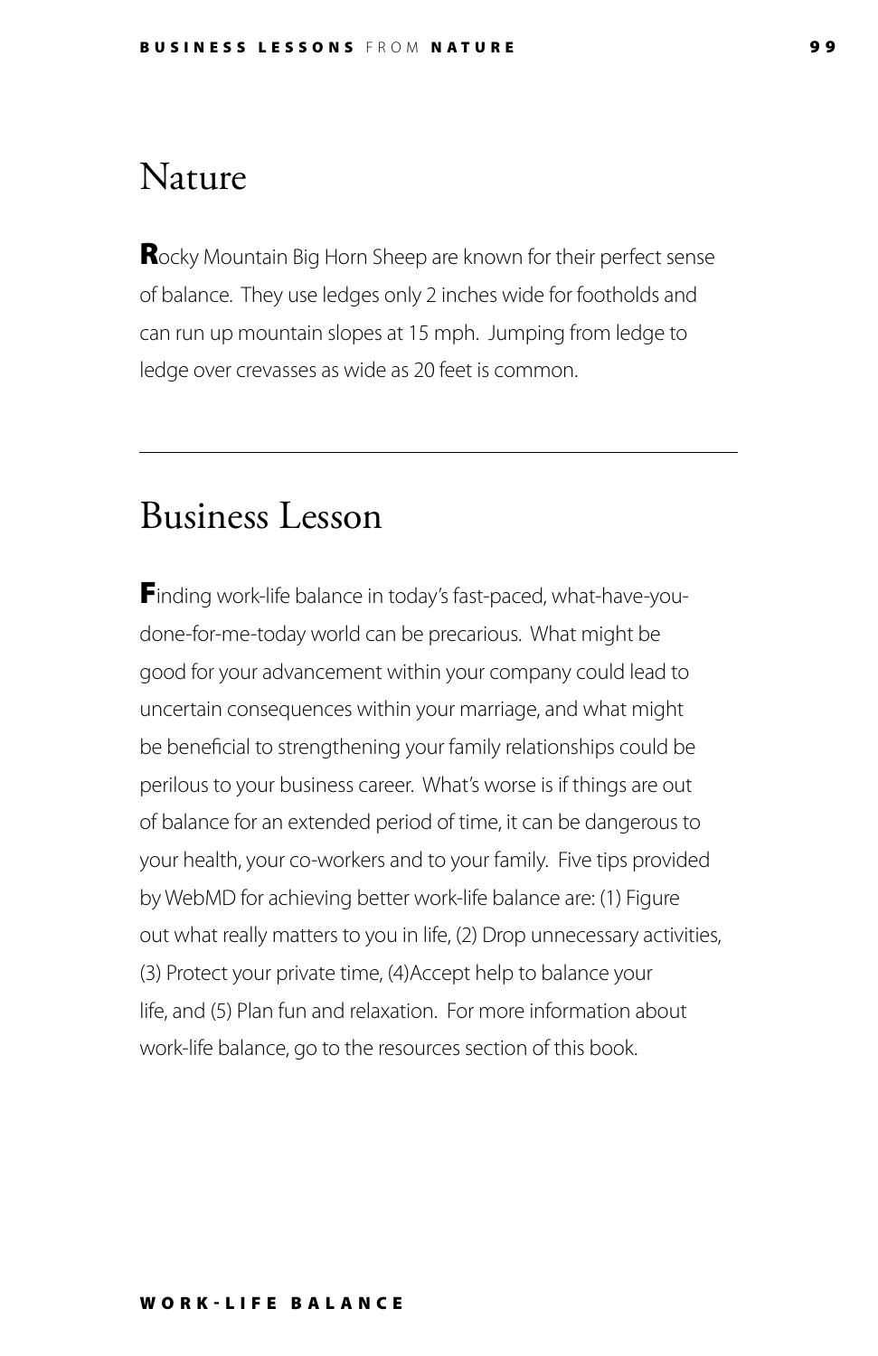## Nature

Rocky Mountain Big Horn Sheep are known for their perfect sense of balance. They use ledges only 2 inches wide for footholds and can run up mountain slopes at 15 mph. Jumping from ledge to ledge over crevasses as wide as 20 feet is common.

---

## Business Lesson

Finding work-life balance in today's fast-paced, what-have-you-done-for-me-today world can be precarious. What might be good for your advancement within your company could lead to uncertain consequences within your marriage, and what might be beneficial to strengthening your family relationships could be perilous to your business career. What's worse is if things are out of balance for an extended period of time, it can be dangerous to your health, your co-workers and to your family. Five tips provided by WebMD for achieving better work-life balance are: (1) Figure out what really matters to you in life, (2) Drop unnecessary activities, (3) Protect your private time, (4)Accept help to balance your life, and (5) Plan fun and relaxation. For more information about work-life balance, go to the resources section of this book.